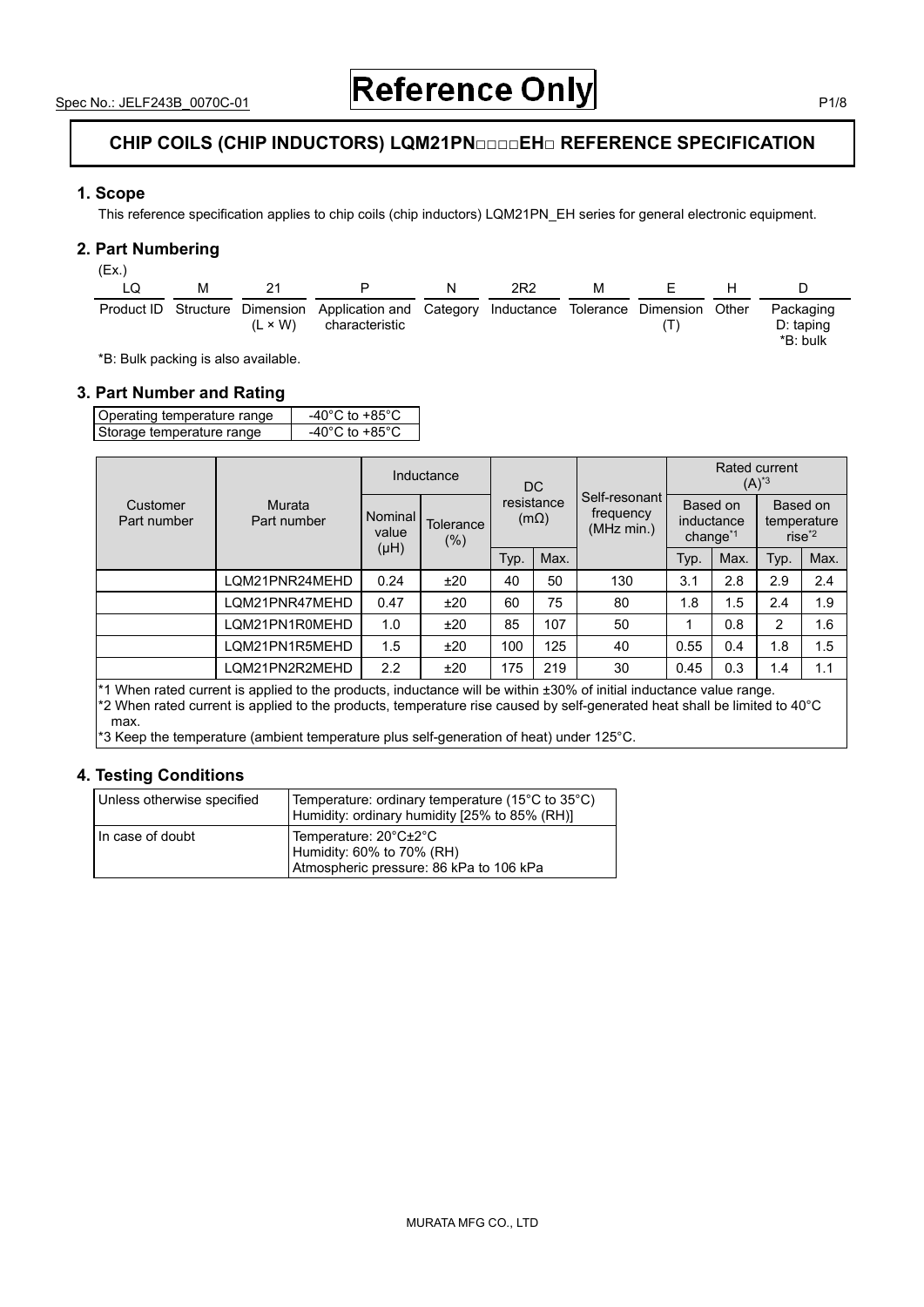Spec No.: JELF243B_0070C-01

# Reference Only

## CHIP COILS (CHIP INDUCTORS) LQM21PN□□□□EH□ REFERENCE SPECIFICATION

### 1. Scope

This reference specification applies to chip coils (chip inductors) LQM21PN_EH series for general electronic equipment.

### 2. Part Numbering

(Ex.)

| LQ | M | 21 | P | N | 2R2 | M | E | H | D |
|---|---|---|---|---|---|---|---|---|---|
| Product ID | Structure | Dimension (L × W) | Application and characteristic | Category | Inductance | Tolerance | Dimension (T) | Other | Packaging D: taping *B: bulk |

*B: Bulk packing is also available.

### 3. Part Number and Rating

| Operating temperature range | -40°C to +85°C |
|---|---|
| Storage temperature range | -40°C to +85°C |

| Customer Part number | Murata Part number | Inductance | | DC resistance (mΩ) | | Self-resonant frequency (MHz min.) | Rated current (A)*3 | | | |
|---|---|---|---|---|---|---|---|---|---|---|
| | | Nominal value (μH) | Tolerance (%) | | | | Based on inductance change*1 | | Based on temperature rise*2 | |
| | | | | Typ. | Max. | | Typ. | Max. | Typ. | Max. |
| | LQM21PNR24MEHD | 0.24 | ±20 | 40 | 50 | 130 | 3.1 | 2.8 | 2.9 | 2.4 |
| | LQM21PNR47MEHD | 0.47 | ±20 | 60 | 75 | 80 | 1.8 | 1.5 | 2.4 | 1.9 |
| | LQM21PN1R0MEHD | 1.0 | ±20 | 85 | 107 | 50 | 1 | 0.8 | 2 | 1.6 |
| | LQM21PN1R5MEHD | 1.5 | ±20 | 100 | 125 | 40 | 0.55 | 0.4 | 1.8 | 1.5 |
| | LQM21PN2R2MEHD | 2.2 | ±20 | 175 | 219 | 30 | 0.45 | 0.3 | 1.4 | 1.1 |

*1 When rated current is applied to the products, inductance will be within ±30% of initial inductance value range.
*2 When rated current is applied to the products, temperature rise caused by self-generated heat shall be limited to 40°C max.
*3 Keep the temperature (ambient temperature plus self-generation of heat) under 125°C.

### 4. Testing Conditions

| Unless otherwise specified | Temperature: ordinary temperature (15°C to 35°C)<br>Humidity: ordinary humidity [25% to 85% (RH)] |
|---|---|
| In case of doubt | Temperature: 20°C±2°C<br>Humidity: 60% to 70% (RH)<br>Atmospheric pressure: 86 kPa to 106 kPa |

MURATA MFG CO., LTD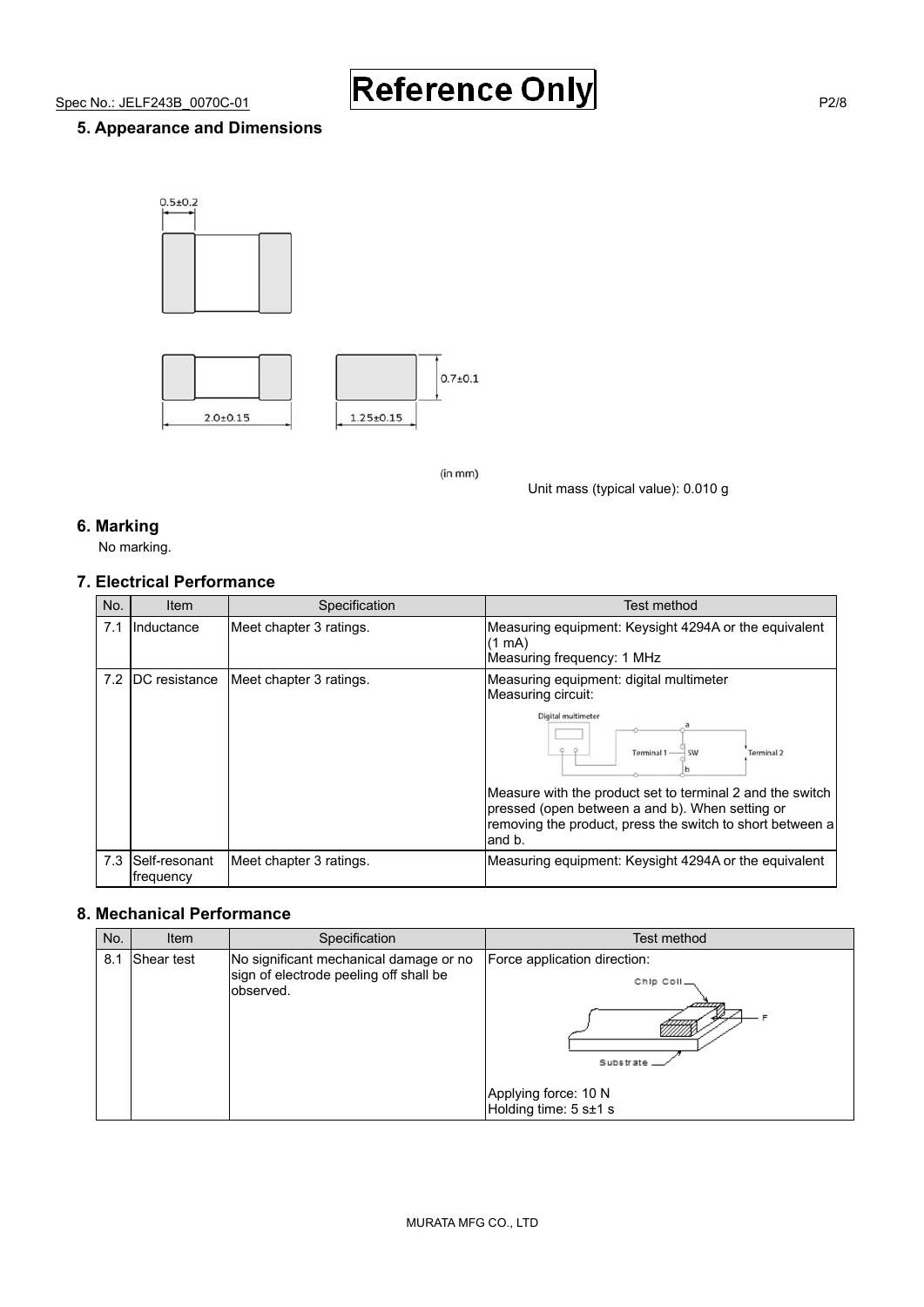## 5. Appearance and Dimensions

0.5±0.2

0.7±0.1

2.0±0.15

1.25±0.15

(in mm)

Unit mass (typical value): 0.010 g

## 6. Marking

No marking.

## 7. Electrical Performance

| No. | Item | Specification | Test method |
|---|---|---|---|
| 7.1 | Inductance | Meet chapter 3 ratings. | Measuring equipment: Keysight 4294A or the equivalent (1 mA)<br>Measuring frequency: 1 MHz |
| 7.2 | DC resistance | Meet chapter 3 ratings. | Measuring equipment: digital multimeter<br>Measuring circuit:<br>Digital multimeter, Terminal 1, SW, a, b, Terminal 2<br>Measure with the product set to terminal 2 and the switch pressed (open between a and b). When setting or removing the product, press the switch to short between a and b. |
| 7.3 | Self-resonant frequency | Meet chapter 3 ratings. | Measuring equipment: Keysight 4294A or the equivalent |

## 8. Mechanical Performance

| No. | Item | Specification | Test method |
|---|---|---|---|
| 8.1 | Shear test | No significant mechanical damage or no sign of electrode peeling off shall be observed. | Force application direction:<br>Chip Coil, F, Substrate<br>Applying force: 10 N<br>Holding time: 5 s±1 s |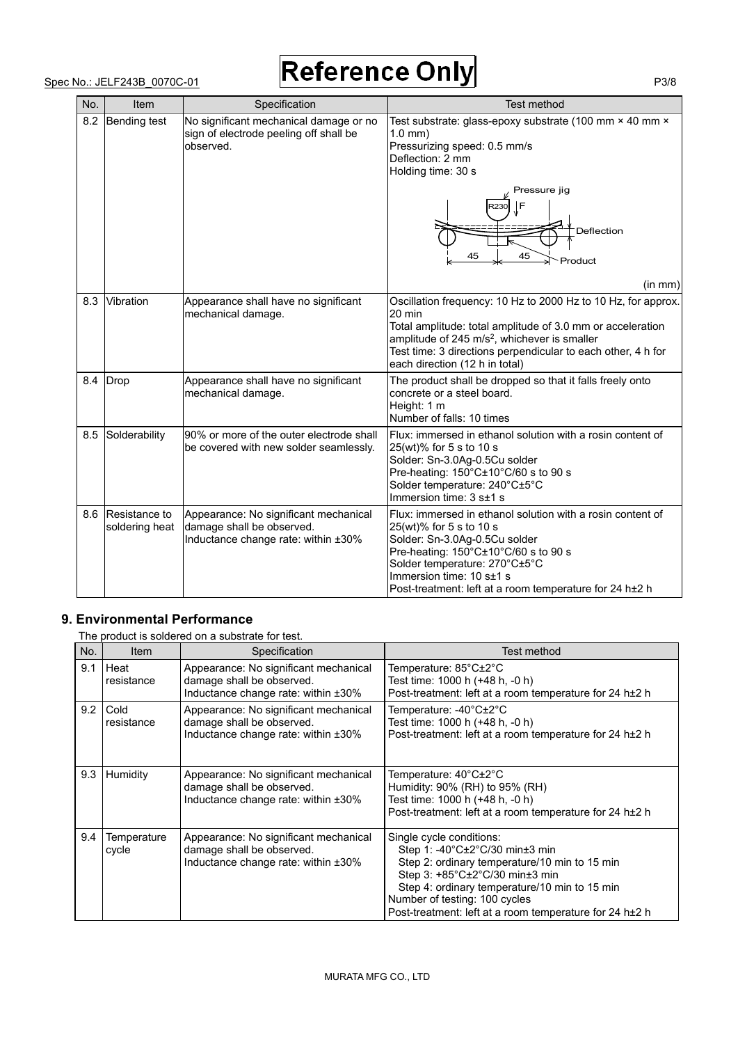| No. | Item | Specification | Test method |
|---|---|---|---|
| 8.2 | Bending test | No significant mechanical damage or no sign of electrode peeling off shall be observed. | Test substrate: glass-epoxy substrate (100 mm × 40 mm × 1.0 mm)<br>Pressurizing speed: 0.5 mm/s<br>Deflection: 2 mm<br>Holding time: 30 s<br>Pressure jig R230, F; Deflection; 45, 45; Product<br>(in mm) |
| 8.3 | Vibration | Appearance shall have no significant mechanical damage. | Oscillation frequency: 10 Hz to 2000 Hz to 10 Hz, for approx. 20 min<br>Total amplitude: total amplitude of 3.0 mm or acceleration amplitude of 245 m/s$^2$, whichever is smaller<br>Test time: 3 directions perpendicular to each other, 4 h for each direction (12 h in total) |
| 8.4 | Drop | Appearance shall have no significant mechanical damage. | The product shall be dropped so that it falls freely onto concrete or a steel board.<br>Height: 1 m<br>Number of falls: 10 times |
| 8.5 | Solderability | 90% or more of the outer electrode shall be covered with new solder seamlessly. | Flux: immersed in ethanol solution with a rosin content of 25(wt)% for 5 s to 10 s<br>Solder: Sn-3.0Ag-0.5Cu solder<br>Pre-heating: 150°C±10°C/60 s to 90 s<br>Solder temperature: 240°C±5°C<br>Immersion time: 3 s±1 s |
| 8.6 | Resistance to soldering heat | Appearance: No significant mechanical damage shall be observed.<br>Inductance change rate: within ±30% | Flux: immersed in ethanol solution with a rosin content of 25(wt)% for 5 s to 10 s<br>Solder: Sn-3.0Ag-0.5Cu solder<br>Pre-heating: 150°C±10°C/60 s to 90 s<br>Solder temperature: 270°C±5°C<br>Immersion time: 10 s±1 s<br>Post-treatment: left at a room temperature for 24 h±2 h |

## 9. Environmental Performance

The product is soldered on a substrate for test.

| No. | Item | Specification | Test method |
|---|---|---|---|
| 9.1 | Heat resistance | Appearance: No significant mechanical damage shall be observed.<br>Inductance change rate: within ±30% | Temperature: 85°C±2°C<br>Test time: 1000 h (+48 h, -0 h)<br>Post-treatment: left at a room temperature for 24 h±2 h |
| 9.2 | Cold resistance | Appearance: No significant mechanical damage shall be observed.<br>Inductance change rate: within ±30% | Temperature: -40°C±2°C<br>Test time: 1000 h (+48 h, -0 h)<br>Post-treatment: left at a room temperature for 24 h±2 h |
| 9.3 | Humidity | Appearance: No significant mechanical damage shall be observed.<br>Inductance change rate: within ±30% | Temperature: 40°C±2°C<br>Humidity: 90% (RH) to 95% (RH)<br>Test time: 1000 h (+48 h, -0 h)<br>Post-treatment: left at a room temperature for 24 h±2 h |
| 9.4 | Temperature cycle | Appearance: No significant mechanical damage shall be observed.<br>Inductance change rate: within ±30% | Single cycle conditions:<br>Step 1: -40°C±2°C/30 min±3 min<br>Step 2: ordinary temperature/10 min to 15 min<br>Step 3: +85°C±2°C/30 min±3 min<br>Step 4: ordinary temperature/10 min to 15 min<br>Number of testing: 100 cycles<br>Post-treatment: left at a room temperature for 24 h±2 h |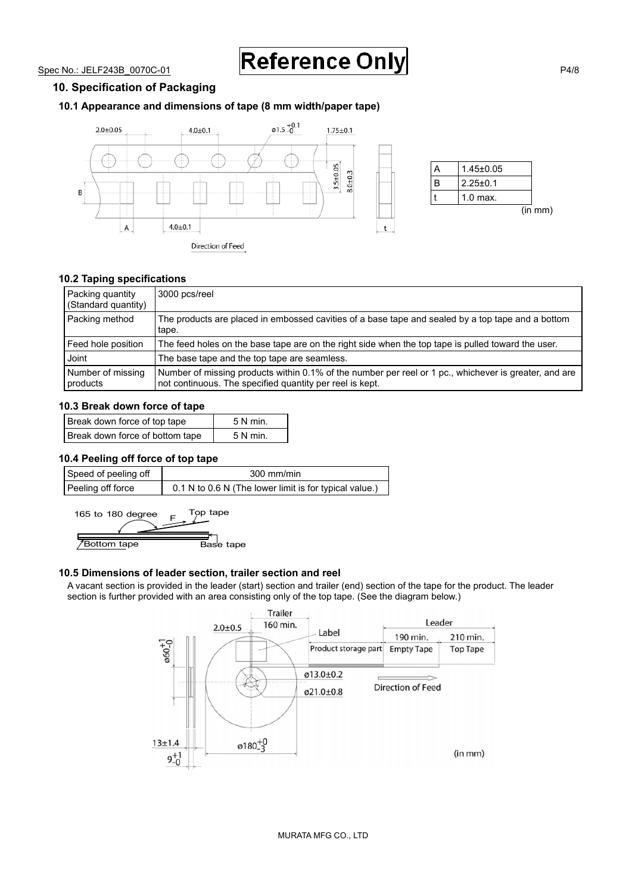## 10. Specification of Packaging

### 10.1 Appearance and dimensions of tape (8 mm width/paper tape)

| A | 1.45±0.05 |
|---|---|
| B | 2.25±0.1 |
| t | 1.0 max. |

(in mm)

### 10.2 Taping specifications

| Packing quantity (Standard quantity) | 3000 pcs/reel |
|---|---|
| Packing method | The products are placed in embossed cavities of a base tape and sealed by a top tape and a bottom tape. |
| Feed hole position | The feed holes on the base tape are on the right side when the top tape is pulled toward the user. |
| Joint | The base tape and the top tape are seamless. |
| Number of missing products | Number of missing products within 0.1% of the number per reel or 1 pc., whichever is greater, and are not continuous. The specified quantity per reel is kept. |

### 10.3 Break down force of tape

| Break down force of top tape | 5 N min. |
|---|---|
| Break down force of bottom tape | 5 N min. |

### 10.4 Peeling off force of top tape

| Speed of peeling off | 300 mm/min |
|---|---|
| Peeling off force | 0.1 N to 0.6 N (The lower limit is for typical value.) |

### 10.5 Dimensions of leader section, trailer section and reel

A vacant section is provided in the leader (start) section and trailer (end) section of the tape for the product. The leader section is further provided with an area consisting only of the top tape. (See the diagram below.)

(in mm)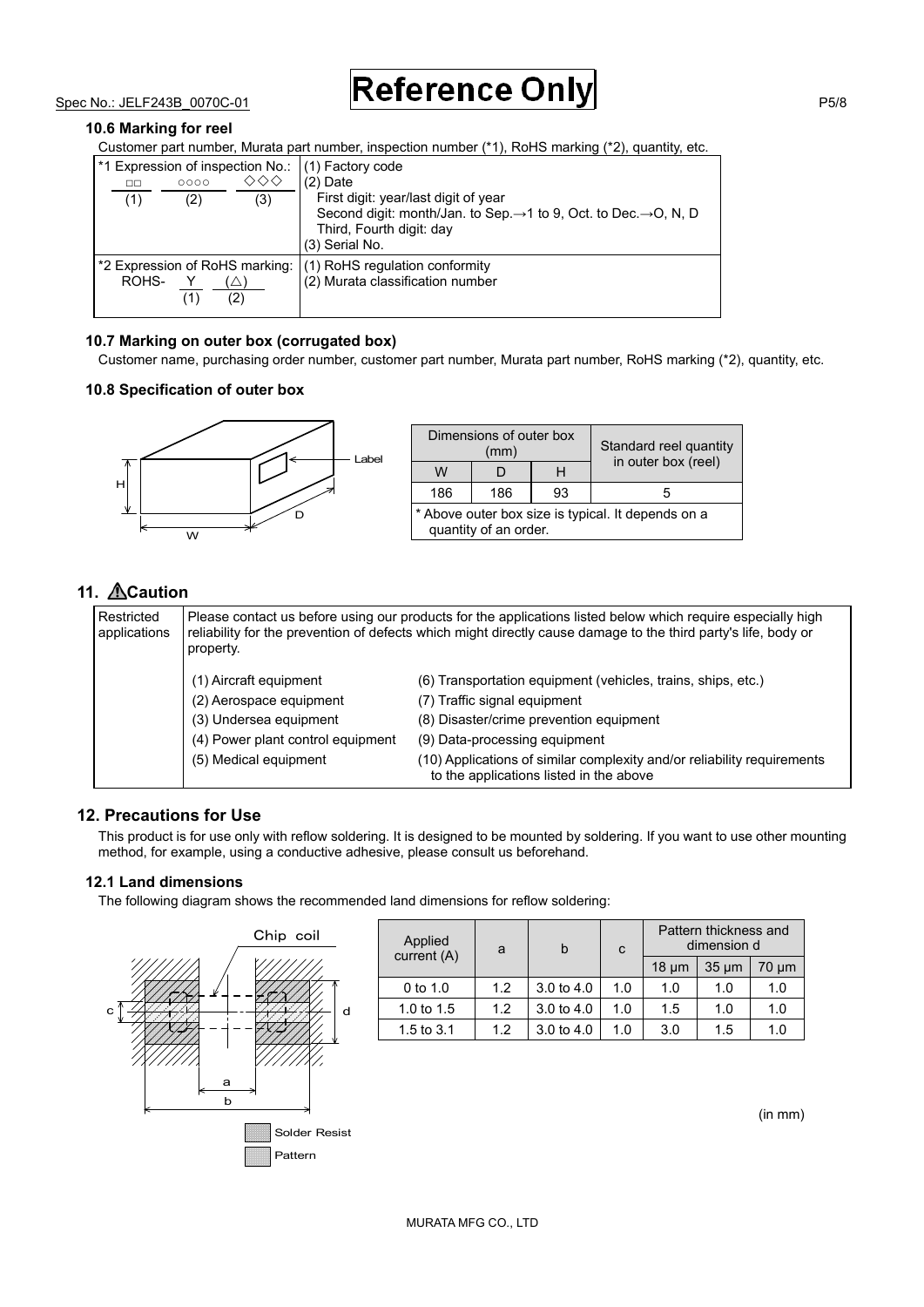### 10.6 Marking for reel

Customer part number, Murata part number, inspection number (*1), RoHS marking (*2), quantity, etc.

| | |
|---|---|
| *1 Expression of inspection No.: □□ (1) ○○○○ (2) ◇◇◇ (3) | (1) Factory code<br>(2) Date<br>First digit: year/last digit of year<br>Second digit: month/Jan. to Sep.→1 to 9, Oct. to Dec.→O, N, D<br>Third, Fourth digit: day<br>(3) Serial No. |
| *2 Expression of RoHS marking: ROHS- Y (1) (△) (2) | (1) RoHS regulation conformity<br>(2) Murata classification number |

### 10.7 Marking on outer box (corrugated box)

Customer name, purchasing order number, customer part number, Murata part number, RoHS marking (*2), quantity, etc.

### 10.8 Specification of outer box

| Dimensions of outer box (mm) | | | Standard reel quantity in outer box (reel) |
|---|---|---|---|
| W | D | H | |
| 186 | 186 | 93 | 5 |

* Above outer box size is typical. It depends on a quantity of an order.

## 11. ⚠Caution

| Restricted applications | Please contact us before using our products for the applications listed below which require especially high reliability for the prevention of defects which might directly cause damage to the third party's life, body or property. |
|---|---|

(1) Aircraft equipment
(2) Aerospace equipment
(3) Undersea equipment
(4) Power plant control equipment
(5) Medical equipment
(6) Transportation equipment (vehicles, trains, ships, etc.)
(7) Traffic signal equipment
(8) Disaster/crime prevention equipment
(9) Data-processing equipment
(10) Applications of similar complexity and/or reliability requirements to the applications listed in the above

## 12. Precautions for Use

This product is for use only with reflow soldering. It is designed to be mounted by soldering. If you want to use other mounting method, for example, using a conductive adhesive, please consult us beforehand.

### 12.1 Land dimensions

The following diagram shows the recommended land dimensions for reflow soldering:

| Applied current (A) | a | b | c | Pattern thickness and dimension d | | |
|---|---|---|---|---|---|---|
| | | | | 18 μm | 35 μm | 70 μm |
| 0 to 1.0 | 1.2 | 3.0 to 4.0 | 1.0 | 1.0 | 1.0 | 1.0 |
| 1.0 to 1.5 | 1.2 | 3.0 to 4.0 | 1.0 | 1.5 | 1.0 | 1.0 |
| 1.5 to 3.1 | 1.2 | 3.0 to 4.0 | 1.0 | 3.0 | 1.5 | 1.0 |

(in mm)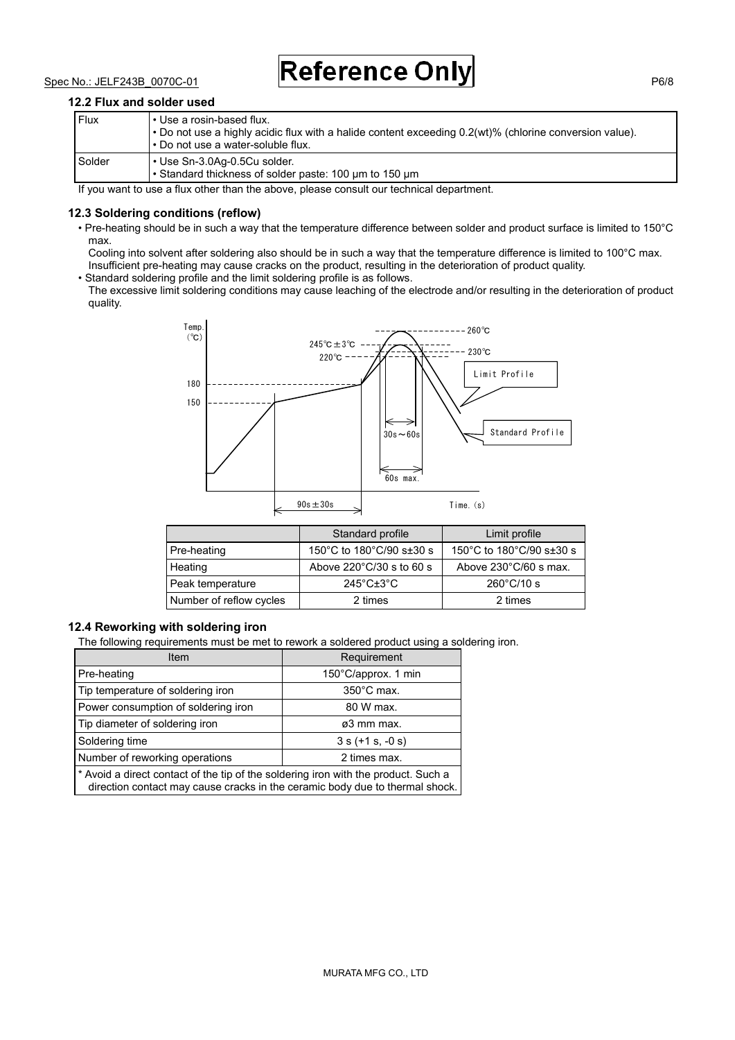### 12.2 Flux and solder used

| | |
|---|---|
| Flux | • Use a rosin-based flux.<br>• Do not use a highly acidic flux with a halide content exceeding 0.2(wt)% (chlorine conversion value).<br>• Do not use a water-soluble flux. |
| Solder | • Use Sn-3.0Ag-0.5Cu solder.<br>• Standard thickness of solder paste: 100 μm to 150 μm |

If you want to use a flux other than the above, please consult our technical department.

### 12.3 Soldering conditions (reflow)

- Pre-heating should be in such a way that the temperature difference between solder and product surface is limited to 150°C max.
  Cooling into solvent after soldering also should be in such a way that the temperature difference is limited to 100°C max.
  Insufficient pre-heating may cause cracks on the product, resulting in the deterioration of product quality.
- Standard soldering profile and the limit soldering profile is as follows.
  The excessive limit soldering conditions may cause leaching of the electrode and/or resulting in the deterioration of product quality.

| | Standard profile | Limit profile |
|---|---|---|
| Pre-heating | 150°C to 180°C/90 s±30 s | 150°C to 180°C/90 s±30 s |
| Heating | Above 220°C/30 s to 60 s | Above 230°C/60 s max. |
| Peak temperature | 245°C±3°C | 260°C/10 s |
| Number of reflow cycles | 2 times | 2 times |

### 12.4 Reworking with soldering iron

The following requirements must be met to rework a soldered product using a soldering iron.

| Item | Requirement |
|---|---|
| Pre-heating | 150°C/approx. 1 min |
| Tip temperature of soldering iron | 350°C max. |
| Power consumption of soldering iron | 80 W max. |
| Tip diameter of soldering iron | ø3 mm max. |
| Soldering time | 3 s (+1 s, -0 s) |
| Number of reworking operations | 2 times max. |

* Avoid a direct contact of the tip of the soldering iron with the product. Such a direction contact may cause cracks in the ceramic body due to thermal shock.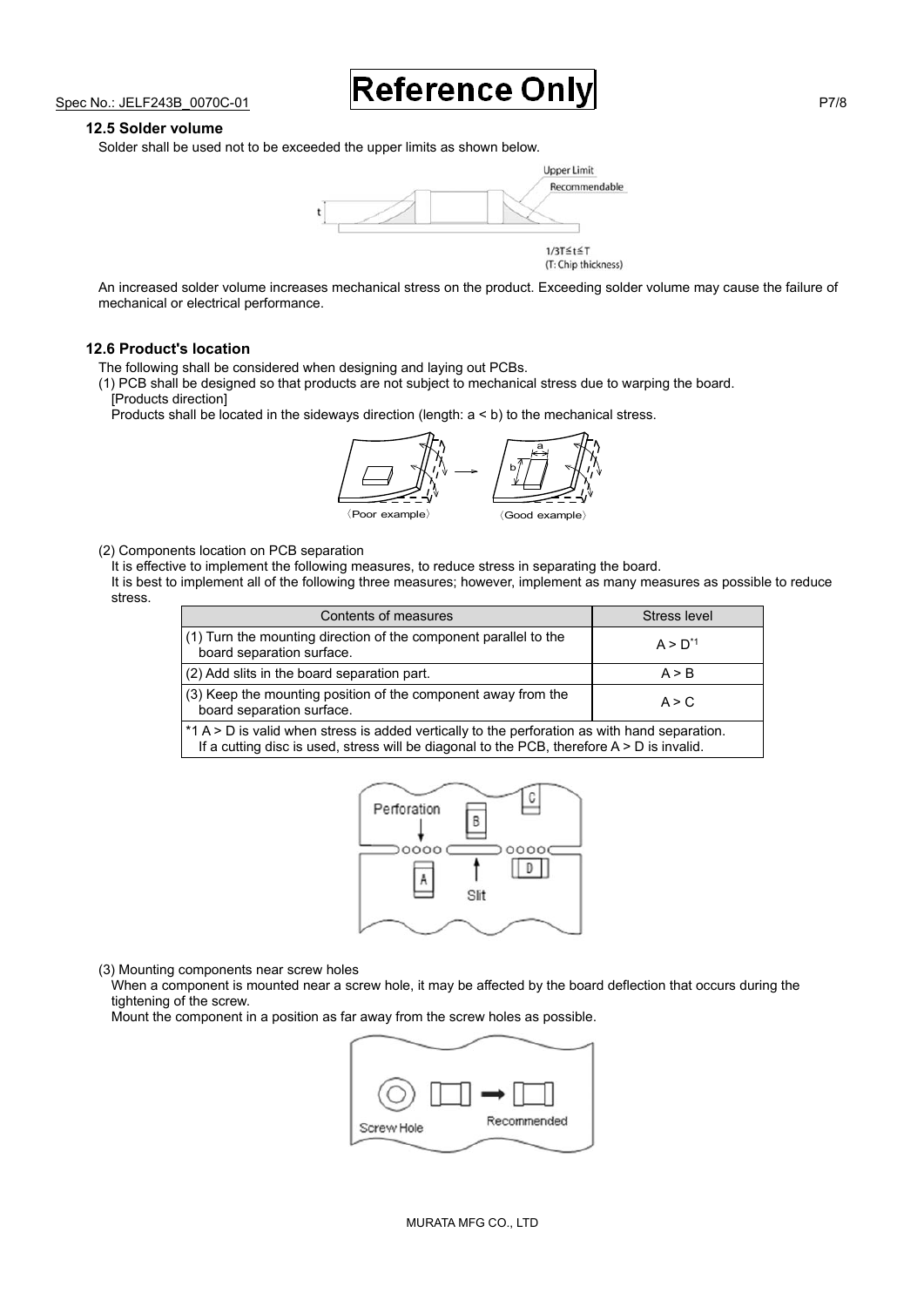### 12.5 Solder volume

Solder shall be used not to be exceeded the upper limits as shown below.

$1/3T \leq t \leq T$
(T: Chip thickness)

An increased solder volume increases mechanical stress on the product. Exceeding solder volume may cause the failure of mechanical or electrical performance.

### 12.6 Product's location

The following shall be considered when designing and laying out PCBs.

(1) PCB shall be designed so that products are not subject to mechanical stress due to warping the board.
[Products direction]
Products shall be located in the sideways direction (length: a < b) to the mechanical stress.

〈Poor example〉 〈Good example〉

(2) Components location on PCB separation
It is effective to implement the following measures, to reduce stress in separating the board.
It is best to implement all of the following three measures; however, implement as many measures as possible to reduce stress.

| Contents of measures | Stress level |
| --- | --- |
| (1) Turn the mounting direction of the component parallel to the board separation surface. | A > D*1 |
| (2) Add slits in the board separation part. | A > B |
| (3) Keep the mounting position of the component away from the board separation surface. | A > C |
| *1 A > D is valid when stress is added vertically to the perforation as with hand separation. If a cutting disc is used, stress will be diagonal to the PCB, therefore A > D is invalid. | |

(3) Mounting components near screw holes
When a component is mounted near a screw hole, it may be affected by the board deflection that occurs during the tightening of the screw.
Mount the component in a position as far away from the screw holes as possible.

MURATA MFG CO., LTD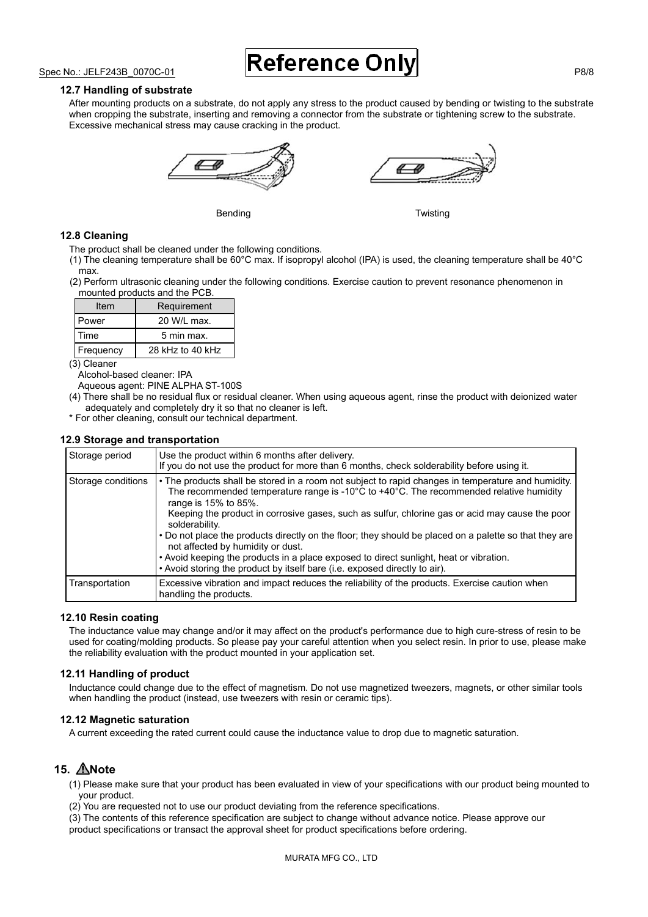### 12.7 Handling of substrate

After mounting products on a substrate, do not apply any stress to the product caused by bending or twisting to the substrate when cropping the substrate, inserting and removing a connector from the substrate or tightening screw to the substrate. Excessive mechanical stress may cause cracking in the product.

Bending

Twisting

### 12.8 Cleaning

The product shall be cleaned under the following conditions.

(1) The cleaning temperature shall be 60°C max. If isopropyl alcohol (IPA) is used, the cleaning temperature shall be 40°C max.

(2) Perform ultrasonic cleaning under the following conditions. Exercise caution to prevent resonance phenomenon in mounted products and the PCB.

| Item | Requirement |
|---|---|
| Power | 20 W/L max. |
| Time | 5 min max. |
| Frequency | 28 kHz to 40 kHz |

(3) Cleaner

Alcohol-based cleaner: IPA

Aqueous agent: PINE ALPHA ST-100S

(4) There shall be no residual flux or residual cleaner. When using aqueous agent, rinse the product with deionized water adequately and completely dry it so that no cleaner is left.

* For other cleaning, consult our technical department.

### 12.9 Storage and transportation

| | |
|---|---|
| Storage period | Use the product within 6 months after delivery.<br>If you do not use the product for more than 6 months, check solderability before using it. |
| Storage conditions | • The products shall be stored in a room not subject to rapid changes in temperature and humidity. The recommended temperature range is -10°C to +40°C. The recommended relative humidity range is 15% to 85%.<br>Keeping the product in corrosive gases, such as sulfur, chlorine gas or acid may cause the poor solderability.<br>• Do not place the products directly on the floor; they should be placed on a palette so that they are not affected by humidity or dust.<br>• Avoid keeping the products in a place exposed to direct sunlight, heat or vibration.<br>• Avoid storing the product by itself bare (i.e. exposed directly to air). |
| Transportation | Excessive vibration and impact reduces the reliability of the products. Exercise caution when handling the products. |

### 12.10 Resin coating

The inductance value may change and/or it may affect on the product's performance due to high cure-stress of resin to be used for coating/molding products. So please pay your careful attention when you select resin. In prior to use, please make the reliability evaluation with the product mounted in your application set.

### 12.11 Handling of product

Inductance could change due to the effect of magnetism. Do not use magnetized tweezers, magnets, or other similar tools when handling the product (instead, use tweezers with resin or ceramic tips).

### 12.12 Magnetic saturation

A current exceeding the rated current could cause the inductance value to drop due to magnetic saturation.

## 15. ⚠Note

(1) Please make sure that your product has been evaluated in view of your specifications with our product being mounted to your product.

(2) You are requested not to use our product deviating from the reference specifications.

(3) The contents of this reference specification are subject to change without advance notice. Please approve our product specifications or transact the approval sheet for product specifications before ordering.

MURATA MFG CO., LTD